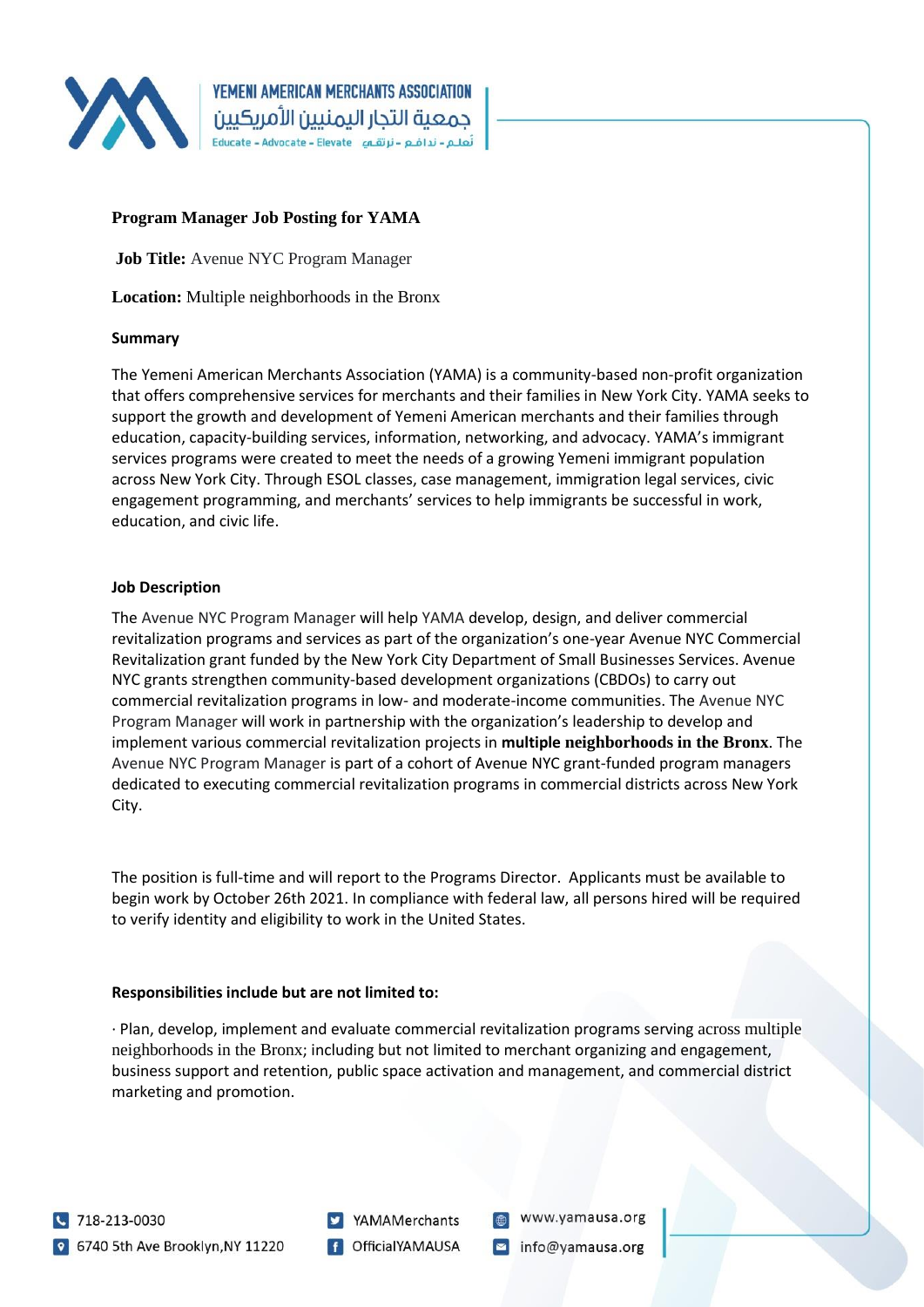## Program Manager Job Posting for YAMA

**Job Title:** Avenue NYC Program Manager

**Location:** Multiple neighborhoods in the Bronx

### Summary

The Yemeni American Merchants Association (YAMA) is a community-based non-profit organization that offers comprehensive services for merchants and their families in New York City. YAMA seeks to support the growth and development of Yemeni American merchants and their families through education, capacity-building services, information, networking, and advocacy. YAMA's immigrant services programs were created to meet the needs of a growing Yemeni immigrant population across New York City. Through ESOL classes, case management, immigration legal services, civic engagement programming, and merchants' services to help immigrants be successful in work, education, and civic life.

### Job Description

The Avenue NYC Program Manager will help YAMA develop, design, and deliver commercial revitalization programs and services as part of the organization's one-year Avenue NYC Commercial Revitalization grant funded by the New York City Department of Small Businesses Services. Avenue NYC grants strengthen community-based development organizations (CBDOs) to carry out commercial revitalization programs in low- and moderate-income communities. The Avenue NYC Program Manager will work in partnership with the organization's leadership to develop and implement various commercial revitalization projects in **multiple neighborhoods in the Bronx**. The Avenue NYC Program Manager is part of a cohort of Avenue NYC grant-funded program managers dedicated to executing commercial revitalization programs in commercial districts across New York City.

The position is full-time and will report to the Programs Director. Applicants must be available to begin work by October 26th 2021. In compliance with federal law, all persons hired will be required to verify identity and eligibility to work in the United States.

### Responsibilities include but are not limited to:

· Plan, develop, implement and evaluate commercial revitalization programs serving across multiple neighborhoods in the Bronx; including but not limited to merchant organizing and engagement, business support and retention, public space activation and management, and commercial district marketing and promotion.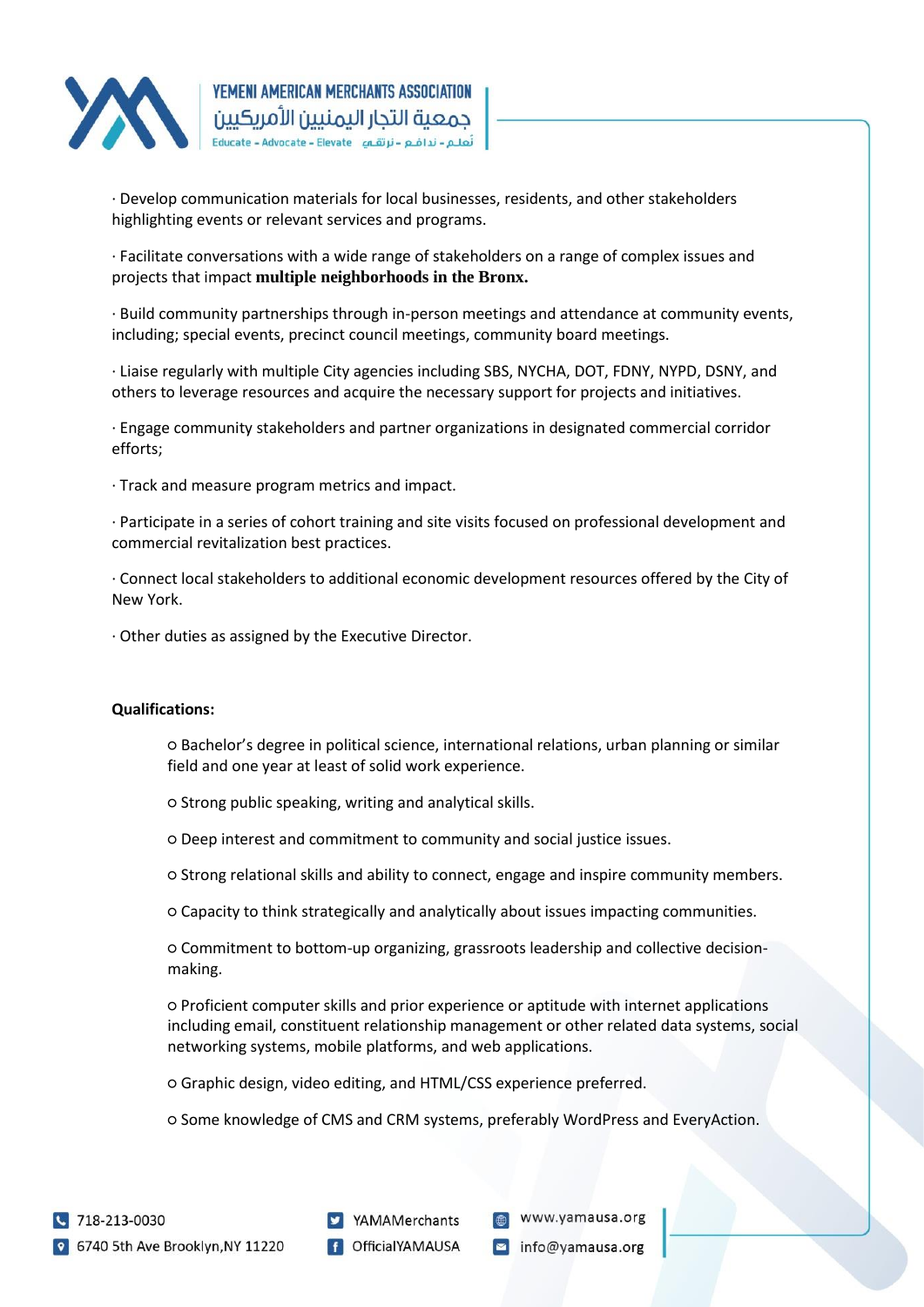· Develop communication materials for local businesses, residents, and other stakeholders highlighting events or relevant services and programs.

· Facilitate conversations with a wide range of stakeholders on a range of complex issues and projects that impact **multiple neighborhoods in the Bronx.**

· Build community partnerships through in-person meetings and attendance at community events, including; special events, precinct council meetings, community board meetings.

· Liaise regularly with multiple City agencies including SBS, NYCHA, DOT, FDNY, NYPD, DSNY, and others to leverage resources and acquire the necessary support for projects and initiatives.

· Engage community stakeholders and partner organizations in designated commercial corridor efforts;

· Track and measure program metrics and impact.

· Participate in a series of cohort training and site visits focused on professional development and commercial revitalization best practices.

· Connect local stakeholders to additional economic development resources offered by the City of New York.

· Other duties as assigned by the Executive Director.

**Qualifications:**

- Bachelor's degree in political science, international relations, urban planning or similar field and one year at least of solid work experience.
- Strong public speaking, writing and analytical skills.
- Deep interest and commitment to community and social justice issues.
- Strong relational skills and ability to connect, engage and inspire community members.
- Capacity to think strategically and analytically about issues impacting communities.
- Commitment to bottom-up organizing, grassroots leadership and collective decision-making.
- Proficient computer skills and prior experience or aptitude with internet applications including email, constituent relationship management or other related data systems, social networking systems, mobile platforms, and web applications.
- Graphic design, video editing, and HTML/CSS experience preferred.
- Some knowledge of CMS and CRM systems, preferably WordPress and EveryAction.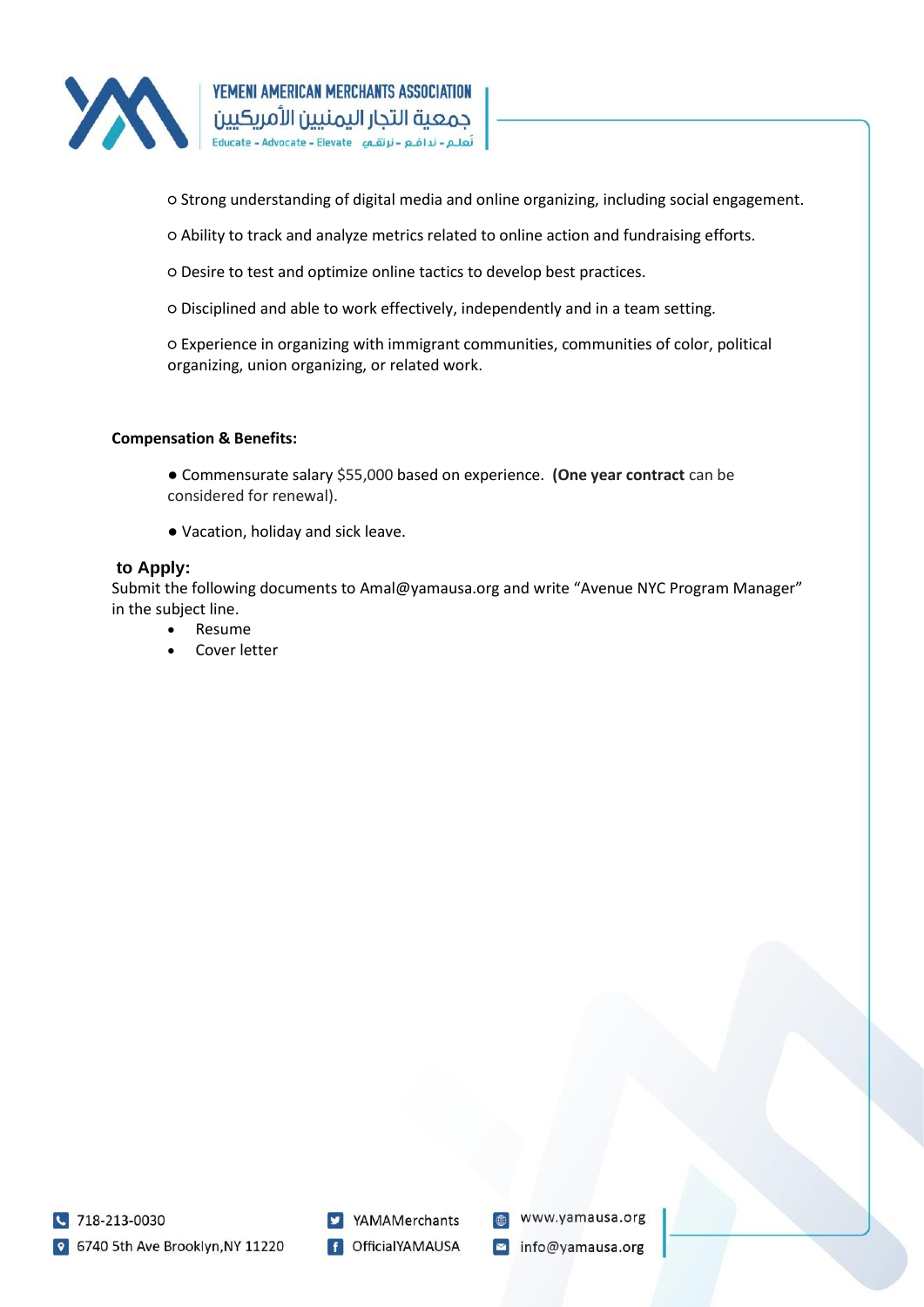- Strong understanding of digital media and online organizing, including social engagement.
- Ability to track and analyze metrics related to online action and fundraising efforts.
- Desire to test and optimize online tactics to develop best practices.
- Disciplined and able to work effectively, independently and in a team setting.
- Experience in organizing with immigrant communities, communities of color, political organizing, union organizing, or related work.

**Compensation & Benefits:**

- Commensurate salary $55,000 based on experience. **(One year contract** can be considered for renewal).
- Vacation, holiday and sick leave.

**to Apply:**

Submit the following documents to Amal@yamausa.org and write “Avenue NYC Program Manager” in the subject line.

- Resume
- Cover letter